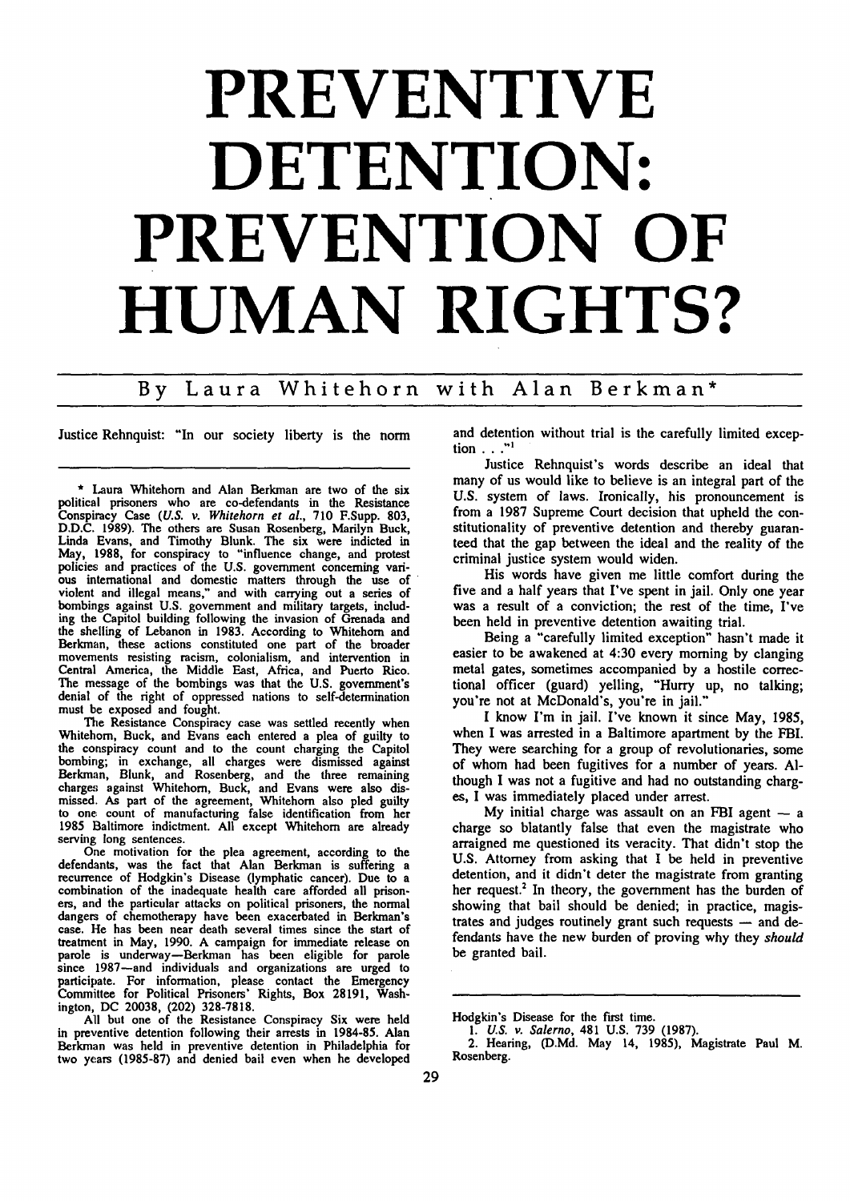# PREVENTIVE DETENTION: PREVENTION OF HUMAN RIGHTS?

## By Laura Whitehorn with Alan Berkman*

Justice Rehnquist: "In our society liberty is the norm and detention without trial is the carefully limited exception . . ."[1]

Justice Rehnquist's words describe an ideal that many of us would like to believe is an integral part of the U.S. system of laws. Ironically, his pronouncement is from a 1987 Supreme Court decision that upheld the constitutionality of preventive detention and thereby guaranteed that the gap between the ideal and the reality of the criminal justice system would widen.

His words have given me little comfort during the five and a half years that I've spent in jail. Only one year was a result of a conviction; the rest of the time, I've been held in preventive detention awaiting trial.

Being a "carefully limited exception" hasn't made it easier to be awakened at 4:30 every morning by clanging metal gates, sometimes accompanied by a hostile correctional officer (guard) yelling, "Hurry up, no talking; you're not at McDonald's, you're in jail."

I know I'm in jail. I've known it since May, 1985, when I was arrested in a Baltimore apartment by the FBI. They were searching for a group of revolutionaries, some of whom had been fugitives for a number of years. Although I was not a fugitive and had no outstanding charges, I was immediately placed under arrest.

My initial charge was assault on an FBI agent — a charge so blatantly false that even the magistrate who arraigned me questioned its veracity. That didn't stop the U.S. Attorney from asking that I be held in preventive detention, and it didn't deter the magistrate from granting her request.[2] In theory, the government has the burden of showing that bail should be denied; in practice, magistrates and judges routinely grant such requests — and defendants have the new burden of proving why they *should* be granted bail.

---

\* Laura Whitehorn and Alan Berkman are two of the six political prisoners who are co-defendants in the Resistance Conspiracy Case (*U.S. v. Whitehorn et al.*, 710 F.Supp. 803, D.D.C. 1989). The others are Susan Rosenberg, Marilyn Buck, Linda Evans, and Timothy Blunk. The six were indicted in May, 1988, for conspiracy to "influence change, and protest policies and practices of the U.S. government concerning various international and domestic matters through the use of violent and illegal means," and with carrying out a series of bombings against U.S. government and military targets, including the Capitol building following the invasion of Grenada and the shelling of Lebanon in 1983. According to Whitehorn and Berkman, these actions constituted one part of the broader movements resisting racism, colonialism, and intervention in Central America, the Middle East, Africa, and Puerto Rico. The message of the bombings was that the U.S. government's denial of the right of oppressed nations to self-determination must be exposed and fought.

The Resistance Conspiracy case was settled recently when Whitehorn, Buck, and Evans each entered a plea of guilty to the conspiracy count and to the count charging the Capitol bombing; in exchange, all charges were dismissed against Berkman, Blunk, and Rosenberg, and the three remaining charges against Whitehorn, Buck, and Evans were also dismissed. As part of the agreement, Whitehorn also pled guilty to one count of manufacturing false identification from her 1985 Baltimore indictment. All except Whitehorn are already serving long sentences.

One motivation for the plea agreement, according to the defendants, was the fact that Alan Berkman is suffering a recurrence of Hodgkin's Disease (lymphatic cancer). Due to a combination of the inadequate health care afforded all prisoners, and the particular attacks on political prisoners, the normal dangers of chemotherapy have been exacerbated in Berkman's case. He has been near death several times since the start of treatment in May, 1990. A campaign for immediate release on parole is underway—Berkman has been eligible for parole since 1987—and individuals and organizations are urged to participate. For information, please contact the Emergency Committee for Political Prisoners' Rights, Box 28191, Washington, DC 20038, (202) 328-7818.

All but one of the Resistance Conspiracy Six were held in preventive detention following their arrests in 1984-85. Alan Berkman was held in preventive detention in Philadelphia for two years (1985-87) and denied bail even when he developed Hodgkin's Disease for the first time.

1. *U.S. v. Salerno*, 481 U.S. 739 (1987).

2. Hearing, (D.Md. May 14, 1985), Magistrate Paul M. Rosenberg.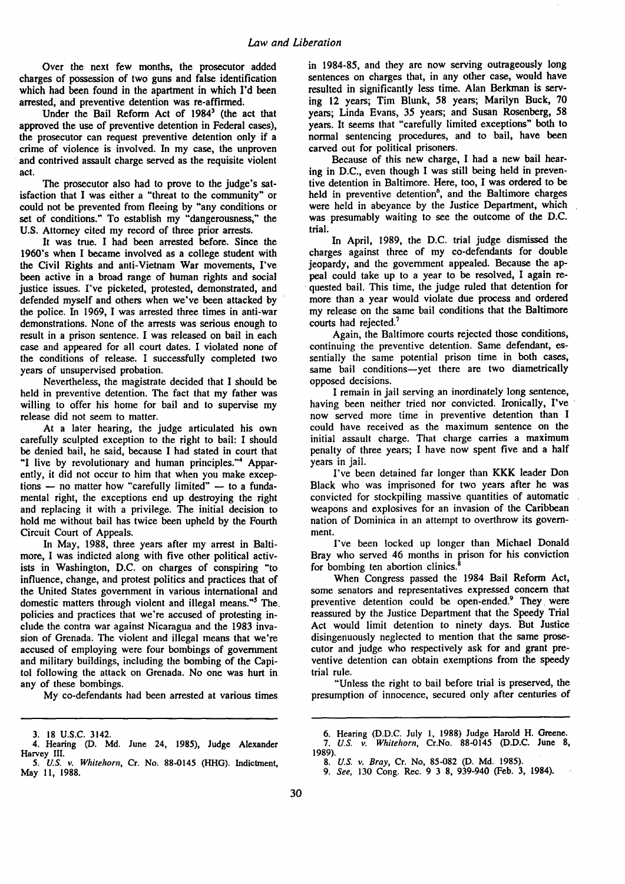Over the next few months, the prosecutor added charges of possession of two guns and false identification which had been found in the apartment in which I'd been arrested, and preventive detention was re-affirmed.

Under the Bail Reform Act of 1984[3] (the act that approved the use of preventive detention in Federal cases), the prosecutor can request preventive detention only if a crime of violence is involved. In my case, the unproven and contrived assault charge served as the requisite violent act.

The prosecutor also had to prove to the judge's satisfaction that I was either a "threat to the community" or could not be prevented from fleeing by "any conditions or set of conditions." To establish my "dangerousness," the U.S. Attorney cited my record of three prior arrests.

It was true. I had been arrested before. Since the 1960's when I became involved as a college student with the Civil Rights and anti-Vietnam War movements, I've been active in a broad range of human rights and social justice issues. I've picketed, protested, demonstrated, and defended myself and others when we've been attacked by the police. In 1969, I was arrested three times in anti-war demonstrations. None of the arrests was serious enough to result in a prison sentence. I was released on bail in each case and appeared for all court dates. I violated none of the conditions of release. I successfully completed two years of unsupervised probation.

Nevertheless, the magistrate decided that I should be held in preventive detention. The fact that my father was willing to offer his home for bail and to supervise my release did not seem to matter.

At a later hearing, the judge articulated his own carefully sculpted exception to the right to bail: I should be denied bail, he said, because I had stated in court that "I live by revolutionary and human principles."[4] Apparently, it did not occur to him that when you make exceptions — no matter how "carefully limited" — to a fundamental right, the exceptions end up destroying the right and replacing it with a privilege. The initial decision to hold me without bail has twice been upheld by the Fourth Circuit Court of Appeals.

In May, 1988, three years after my arrest in Baltimore, I was indicted along with five other political activists in Washington, D.C. on charges of conspiring "to influence, change, and protest politics and practices that of the United States government in various international and domestic matters through violent and illegal means."[5] The policies and practices that we're accused of protesting include the contra war against Nicaragua and the 1983 invasion of Grenada. The violent and illegal means that we're accused of employing were four bombings of government and military buildings, including the bombing of the Capitol following the attack on Grenada. No one was hurt in any of these bombings.

My co-defendants had been arrested at various times in 1984-85, and they are now serving outrageously long sentences on charges that, in any other case, would have resulted in significantly less time. Alan Berkman is serving 12 years; Tim Blunk, 58 years; Marilyn Buck, 70 years; Linda Evans, 35 years; and Susan Rosenberg, 58 years. It seems that "carefully limited exceptions" both to normal sentencing procedures, and to bail, have been carved out for political prisoners.

Because of this new charge, I had a new bail hearing in D.C., even though I was still being held in preventive detention in Baltimore. Here, too, I was ordered to be held in preventive detention[6], and the Baltimore charges were held in abeyance by the Justice Department, which was presumably waiting to see the outcome of the D.C. trial.

In April, 1989, the D.C. trial judge dismissed the charges against three of my co-defendants for double jeopardy, and the government appealed. Because the appeal could take up to a year to be resolved, I again requested bail. This time, the judge ruled that detention for more than a year would violate due process and ordered my release on the same bail conditions that the Baltimore courts had rejected.[7]

Again, the Baltimore courts rejected those conditions, continuing the preventive detention. Same defendant, essentially the same potential prison time in both cases, same bail conditions—yet there are two diametrically opposed decisions.

I remain in jail serving an inordinately long sentence, having been neither tried nor convicted. Ironically, I've now served more time in preventive detention than I could have received as the maximum sentence on the initial assault charge. That charge carries a maximum penalty of three years; I have now spent five and a half years in jail.

I've been detained far longer than KKK leader Don Black who was imprisoned for two years after he was convicted for stockpiling massive quantities of automatic weapons and explosives for an invasion of the Caribbean nation of Dominica in an attempt to overthrow its government.

I've been locked up longer than Michael Donald Bray who served 46 months in prison for his conviction for bombing ten abortion clinics.[8]

When Congress passed the 1984 Bail Reform Act, some senators and representatives expressed concern that preventive detention could be open-ended.[9] They were reassured by the Justice Department that the Speedy Trial Act would limit detention to ninety days. But Justice disingenuously neglected to mention that the same prosecutor and judge who respectively ask for and grant preventive detention can obtain exemptions from the speedy trial rule.

"Unless the right to bail before trial is preserved, the presumption of innocence, secured only after centuries of

---

3. 18 U.S.C. 3142.

4. Hearing (D. Md. June 24, 1985), Judge Alexander Harvey III.

5. *U.S. v. Whitehorn*, Cr. No. 88-0145 (HHG). Indictment, May 11, 1988.

6. Hearing (D.D.C. July 1, 1988) Judge Harold H. Greene.

7. *U.S. v. Whitehorn*, Cr.No. 88-0145 (D.D.C. June 8, 1989).

8. *U.S. v. Bray*, Cr. No, 85-082 (D. Md. 1985).

9. *See*, 130 Cong. Rec. 9 3 8, 939-940 (Feb. 3, 1984).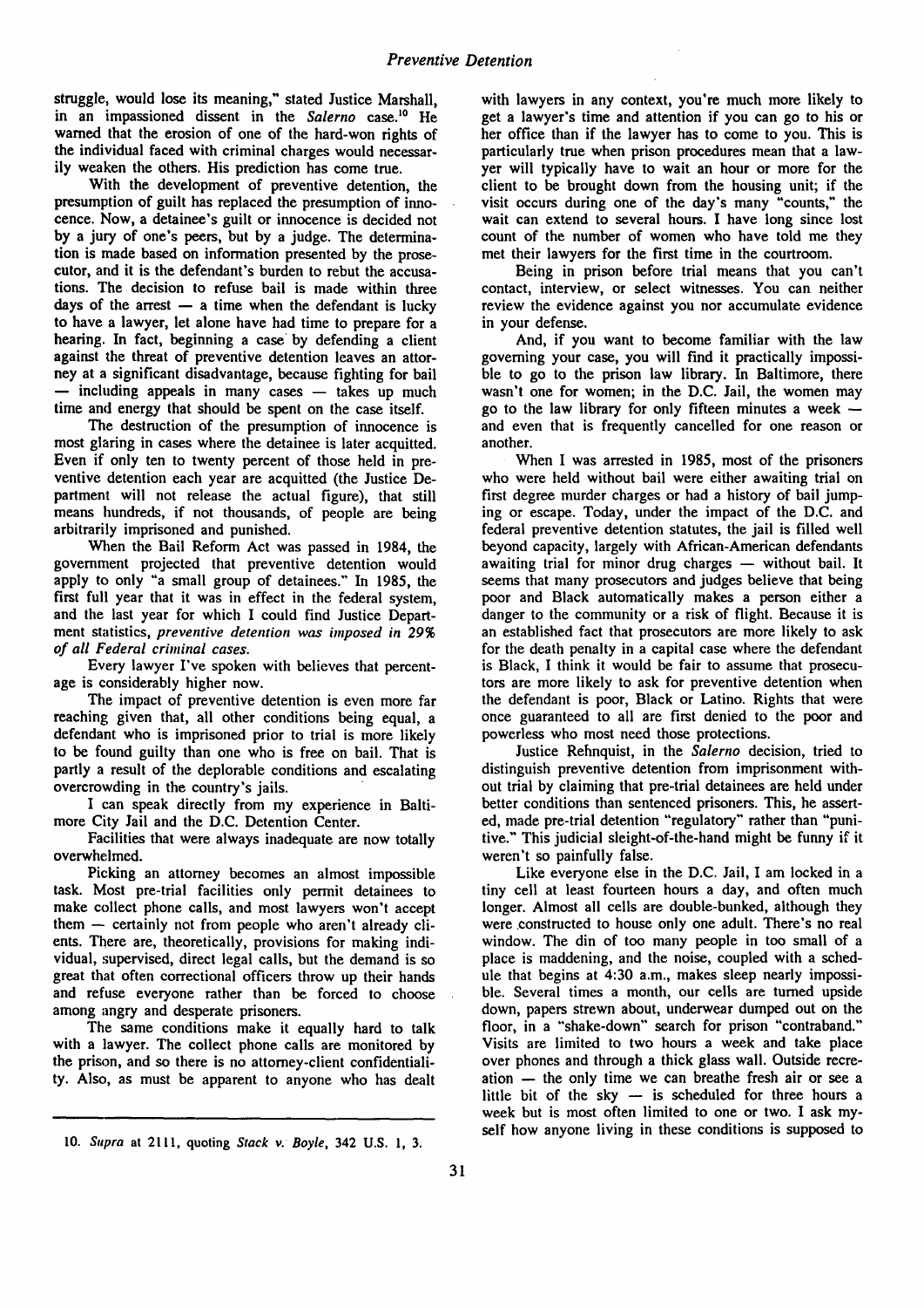struggle, would lose its meaning," stated Justice Marshall, in an impassioned dissent in the *Salerno* case.[10] He warned that the erosion of one of the hard-won rights of the individual faced with criminal charges would necessarily weaken the others. His prediction has come true.

With the development of preventive detention, the presumption of guilt has replaced the presumption of innocence. Now, a detainee's guilt or innocence is decided not by a jury of one's peers, but by a judge. The determination is made based on information presented by the prosecutor, and it is the defendant's burden to rebut the accusations. The decision to refuse bail is made within three days of the arrest — a time when the defendant is lucky to have a lawyer, let alone have had time to prepare for a hearing. In fact, beginning a case by defending a client against the threat of preventive detention leaves an attorney at a significant disadvantage, because fighting for bail — including appeals in many cases — takes up much time and energy that should be spent on the case itself.

The destruction of the presumption of innocence is most glaring in cases where the detainee is later acquitted. Even if only ten to twenty percent of those held in preventive detention each year are acquitted (the Justice Department will not release the actual figure), that still means hundreds, if not thousands, of people are being arbitrarily imprisoned and punished.

When the Bail Reform Act was passed in 1984, the government projected that preventive detention would apply to only "a small group of detainees." In 1985, the first full year that it was in effect in the federal system, and the last year for which I could find Justice Department statistics, *preventive detention was imposed in 29% of all Federal criminal cases.*

Every lawyer I've spoken with believes that percentage is considerably higher now.

The impact of preventive detention is even more far reaching given that, all other conditions being equal, a defendant who is imprisoned prior to trial is more likely to be found guilty than one who is free on bail. That is partly a result of the deplorable conditions and escalating overcrowding in the country's jails.

I can speak directly from my experience in Baltimore City Jail and the D.C. Detention Center.

Facilities that were always inadequate are now totally overwhelmed.

Picking an attorney becomes an almost impossible task. Most pre-trial facilities only permit detainees to make collect phone calls, and most lawyers won't accept them — certainly not from people who aren't already clients. There are, theoretically, provisions for making individual, supervised, direct legal calls, but the demand is so great that often correctional officers throw up their hands and refuse everyone rather than be forced to choose among angry and desperate prisoners.

The same conditions make it equally hard to talk with a lawyer. The collect phone calls are monitored by the prison, and so there is no attorney-client confidentiality. Also, as must be apparent to anyone who has dealt with lawyers in any context, you're much more likely to get a lawyer's time and attention if you can go to his or her office than if the lawyer has to come to you. This is particularly true when prison procedures mean that a lawyer will typically have to wait an hour or more for the client to be brought down from the housing unit; if the visit occurs during one of the day's many "counts," the wait can extend to several hours. I have long since lost count of the number of women who have told me they met their lawyers for the first time in the courtroom.

Being in prison before trial means that you can't contact, interview, or select witnesses. You can neither review the evidence against you nor accumulate evidence in your defense.

And, if you want to become familiar with the law governing your case, you will find it practically impossible to go to the prison law library. In Baltimore, there wasn't one for women; in the D.C. Jail, the women may go to the law library for only fifteen minutes a week — and even that is frequently cancelled for one reason or another.

When I was arrested in 1985, most of the prisoners who were held without bail were either awaiting trial on first degree murder charges or had a history of bail jumping or escape. Today, under the impact of the D.C. and federal preventive detention statutes, the jail is filled well beyond capacity, largely with African-American defendants awaiting trial for minor drug charges — without bail. It seems that many prosecutors and judges believe that being poor and Black automatically makes a person either a danger to the community or a risk of flight. Because it is an established fact that prosecutors are more likely to ask for the death penalty in a capital case where the defendant is Black, I think it would be fair to assume that prosecutors are more likely to ask for preventive detention when the defendant is poor, Black or Latino. Rights that were once guaranteed to all are first denied to the poor and powerless who most need those protections.

Justice Rehnquist, in the *Salerno* decision, tried to distinguish preventive detention from imprisonment without trial by claiming that pre-trial detainees are held under better conditions than sentenced prisoners. This, he asserted, made pre-trial detention "regulatory" rather than "punitive." This judicial sleight-of-the-hand might be funny if it weren't so painfully false.

Like everyone else in the D.C. Jail, I am locked in a tiny cell at least fourteen hours a day, and often much longer. Almost all cells are double-bunked, although they were constructed to house only one adult. There's no real window. The din of too many people in too small of a place is maddening, and the noise, coupled with a schedule that begins at 4:30 a.m., makes sleep nearly impossible. Several times a month, our cells are turned upside down, papers strewn about, underwear dumped out on the floor, in a "shake-down" search for prison "contraband." Visits are limited to two hours a week and take place over phones and through a thick glass wall. Outside recreation — the only time we can breathe fresh air or see a little bit of the sky — is scheduled for three hours a week but is most often limited to one or two. I ask myself how anyone living in these conditions is supposed to

10. *Supra* at 2111, quoting *Stack v. Boyle*, 342 U.S. 1, 3.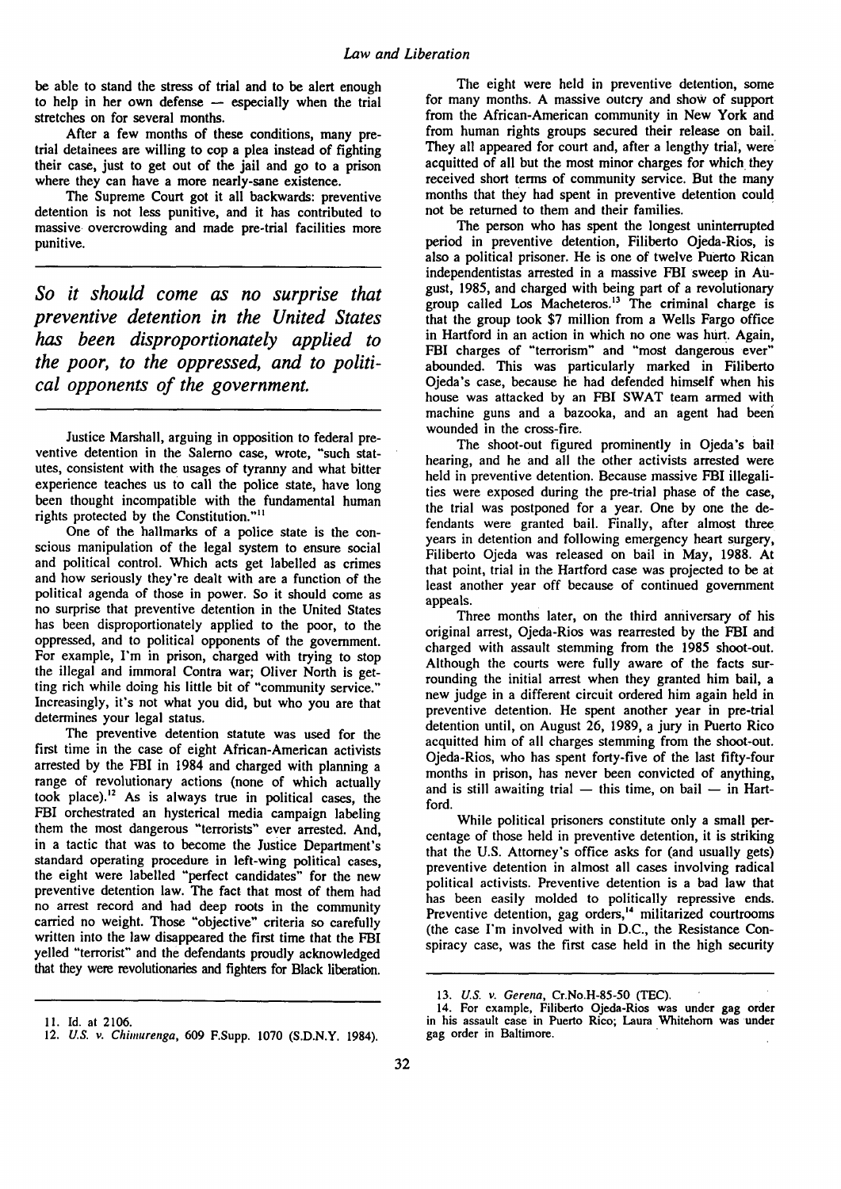be able to stand the stress of trial and to be alert enough to help in her own defense — especially when the trial stretches on for several months.

After a few months of these conditions, many pre-trial detainees are willing to cop a plea instead of fighting their case, just to get out of the jail and go to a prison where they can have a more nearly-sane existence.

The Supreme Court got it all backwards: preventive detention is not less punitive, and it has contributed to massive overcrowding and made pre-trial facilities more punitive.

***So it should come as no surprise that preventive detention in the United States has been disproportionately applied to the poor, to the oppressed, and to political opponents of the government.***

Justice Marshall, arguing in opposition to federal preventive detention in the Salerno case, wrote, "such statutes, consistent with the usages of tyranny and what bitter experience teaches us to call the police state, have long been thought incompatible with the fundamental human rights protected by the Constitution."[11]

One of the hallmarks of a police state is the conscious manipulation of the legal system to ensure social and political control. Which acts get labelled as crimes and how seriously they're dealt with are a function of the political agenda of those in power. So it should come as no surprise that preventive detention in the United States has been disproportionately applied to the poor, to the oppressed, and to political opponents of the government. For example, I'm in prison, charged with trying to stop the illegal and immoral Contra war; Oliver North is getting rich while doing his little bit of "community service." Increasingly, it's not what you did, but who you are that determines your legal status.

The preventive detention statute was used for the first time in the case of eight African-American activists arrested by the FBI in 1984 and charged with planning a range of revolutionary actions (none of which actually took place).[12] As is always true in political cases, the FBI orchestrated an hysterical media campaign labeling them the most dangerous "terrorists" ever arrested. And, in a tactic that was to become the Justice Department's standard operating procedure in left-wing political cases, the eight were labelled "perfect candidates" for the new preventive detention law. The fact that most of them had no arrest record and had deep roots in the community carried no weight. Those "objective" criteria so carefully written into the law disappeared the first time that the FBI yelled "terrorist" and the defendants proudly acknowledged that they were revolutionaries and fighters for Black liberation.

The eight were held in preventive detention, some for many months. A massive outcry and show of support from the African-American community in New York and from human rights groups secured their release on bail. They all appeared for court and, after a lengthy trial, were acquitted of all but the most minor charges for which they received short terms of community service. But the many months that they had spent in preventive detention could not be returned to them and their families.

The person who has spent the longest uninterrupted period in preventive detention, Filiberto Ojeda-Rios, is also a political prisoner. He is one of twelve Puerto Rican independentistas arrested in a massive FBI sweep in August, 1985, and charged with being part of a revolutionary group called Los Macheteros.[13] The criminal charge is that the group took $7 million from a Wells Fargo office in Hartford in an action in which no one was hurt. Again, FBI charges of "terrorism" and "most dangerous ever" abounded. This was particularly marked in Filiberto Ojeda-Rios' case, because he had defended himself when his house was attacked by an FBI SWAT team armed with machine guns and a bazooka, and an agent had been wounded in the cross-fire.

The shoot-out figured prominently in Ojeda's bail hearing, and he and all the other activists arrested were held in preventive detention. Because massive FBI illegalities were exposed during the pre-trial phase of the case, the trial was postponed for a year. One by one the defendants were granted bail. Finally, after almost three years in detention and following emergency heart surgery, Filiberto Ojeda was released on bail in May, 1988. At that point, trial in the Hartford case was projected to be at least another year off because of continued government appeals.

Three months later, on the third anniversary of his original arrest, Ojeda-Rios was rearrested by the FBI and charged with assault stemming from the 1985 shoot-out. Although the courts were fully aware of the facts surrounding the initial arrest when they granted him bail, a new judge in a different circuit ordered him again held in preventive detention. He spent another year in pre-trial detention until, on August 26, 1989, a jury in Puerto Rico acquitted him of all charges stemming from the shoot-out. Ojeda-Rios, who has spent forty-five of the last fifty-four months in prison, has never been convicted of anything, and is still awaiting trial — this time, on bail — in Hartford.

While political prisoners constitute only a small percentage of those held in preventive detention, it is striking that the U.S. Attorney's office asks for (and usually gets) preventive detention in almost all cases involving radical political activists. Preventive detention is a bad law that has been easily molded to politically repressive ends. Preventive detention, gag orders,[14] militarized courtrooms (the case I'm involved with in D.C., the Resistance Conspiracy case, was the first case held in the high security

---

11. Id. at 2106.
12. *U.S. v. Chimurenga*, 609 F.Supp. 1070 (S.D.N.Y. 1984).
13. *U.S. v. Gerena*, Cr.No.H-85-50 (TEC).
14. For example, Filiberto Ojeda-Rios was under gag order in his assault case in Puerto Rico; Laura Whitehorn was under gag order in Baltimore.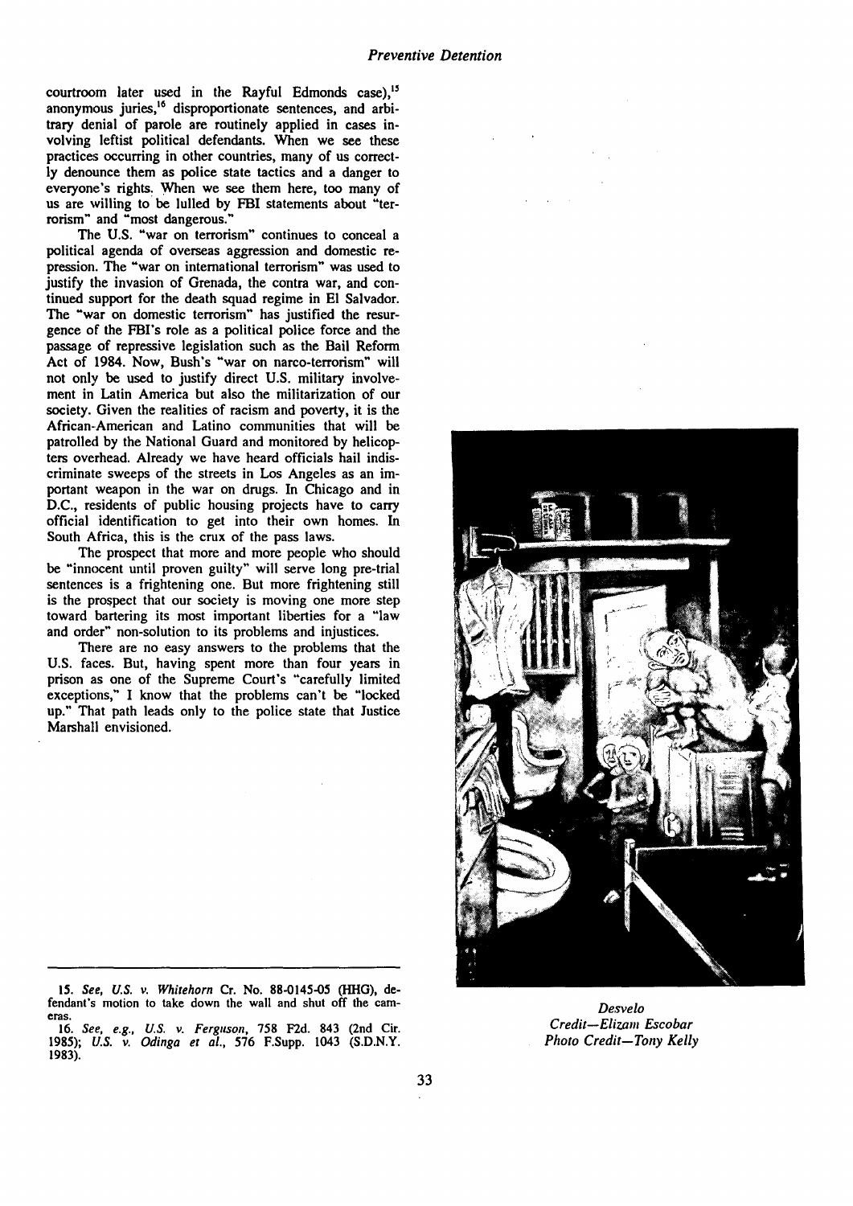courtroom later used in the Rayful Edmonds case),[15] anonymous juries,[16] disproportionate sentences, and arbitrary denial of parole are routinely applied in cases involving leftist political defendants. When we see these practices occurring in other countries, many of us correctly denounce them as police state tactics and a danger to everyone's rights. When we see them here, too many of us are willing to be lulled by FBI statements about "terrorism" and "most dangerous."

The U.S. "war on terrorism" continues to conceal a political agenda of overseas aggression and domestic repression. The "war on international terrorism" was used to justify the invasion of Grenada, the contra war, and continued support for the death squad regime in El Salvador. The "war on domestic terrorism" has justified the resurgence of the FBI's role as a political police force and the passage of repressive legislation such as the Bail Reform Act of 1984. Now, Bush's "war on narco-terrorism" will not only be used to justify direct U.S. military involvement in Latin America but also the militarization of our society. Given the realities of racism and poverty, it is the African-American and Latino communities that will be patrolled by the National Guard and monitored by helicopters overhead. Already we have heard officials hail indiscriminate sweeps of the streets in Los Angeles as an important weapon in the war on drugs. In Chicago and in D.C., residents of public housing projects have to carry official identification to get into their own homes. In South Africa, this is the crux of the pass laws.

The prospect that more and more people who should be "innocent until proven guilty" will serve long pre-trial sentences is a frightening one. But more frightening still is the prospect that our society is moving one more step toward bartering its most important liberties for a "law and order" non-solution to its problems and injustices.

There are no easy answers to the problems that the U.S. faces. But, having spent more than four years in prison as one of the Supreme Court's "carefully limited exceptions," I know that the problems can't be "locked up." That path leads only to the police state that Justice Marshall envisioned.

*Desvelo*
*Credit—Elizam Escobar*
*Photo Credit—Tony Kelly*

---

15. *See, U.S. v. Whitehorn* Cr. No. 88-0145-05 (HHG), defendant's motion to take down the wall and shut off the cameras.

16. *See, e.g., U.S. v. Ferguson,* 758 F2d. 843 (2nd Cir. 1985); *U.S. v. Odinga et al.,* 576 F.Supp. 1043 (S.D.N.Y. 1983).